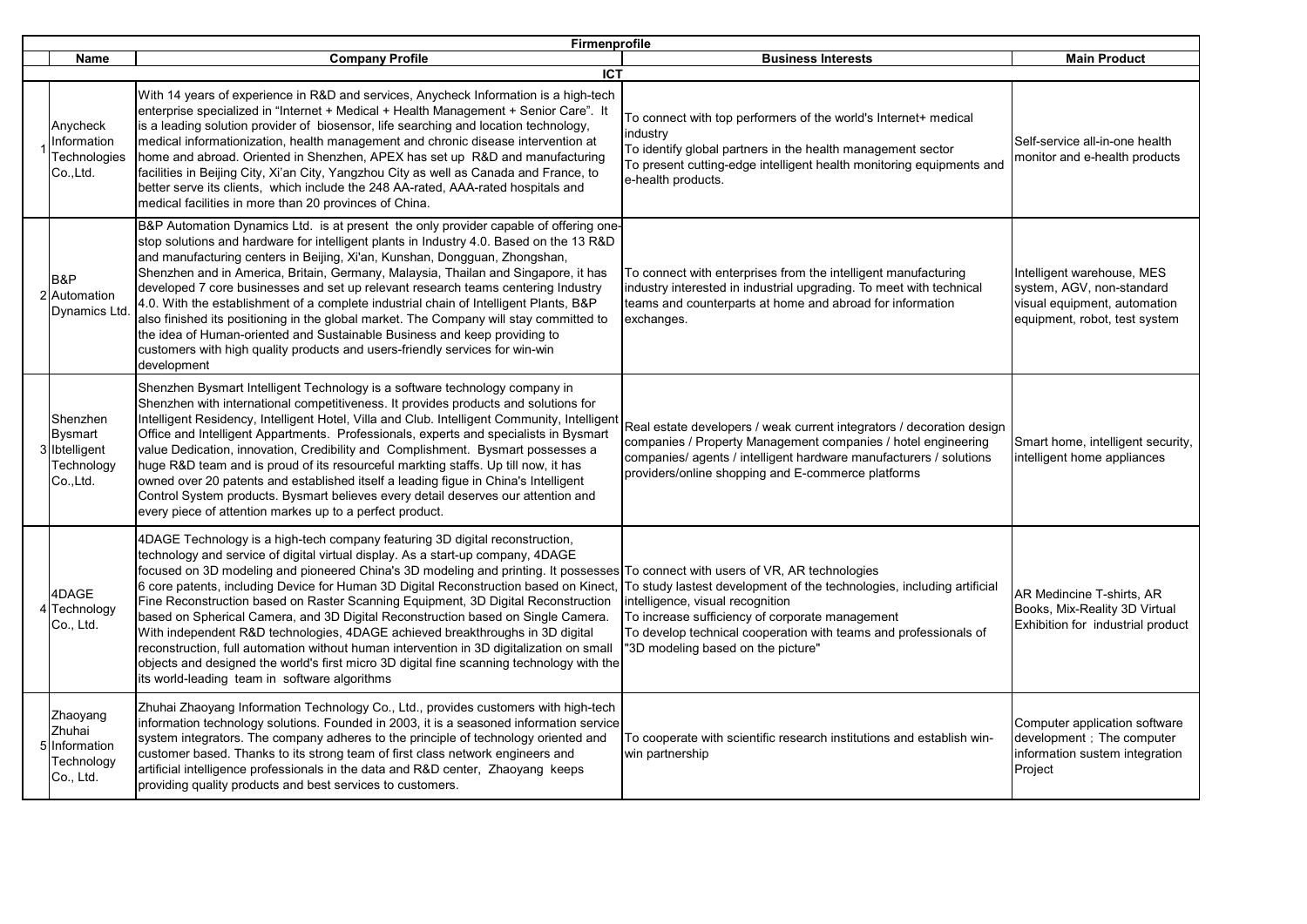## Firmenprofile

| | Name | Company Profile | Business Interests | Main Product |
|---|---|---|---|---|
| | | **ICT** | | |
| 1 | Anycheck Information Technologies Co.,Ltd. | With 14 years of experience in R&D and services, Anycheck Information is a high-tech enterprise specialized in "Internet + Medical + Health Management + Senior Care". It is a leading solution provider of biosensor, life searching and location technology, medical informationization, health management and chronic disease intervention at home and abroad. Oriented in Shenzhen, APEX has set up R&D and manufacturing facilities in Beijing City, Xi'an City, Yangzhou City as well as Canada and France, to better serve its clients, which include the 248 AA-rated, AAA-rated hospitals and medical facilities in more than 20 provinces of China. | To connect with top performers of the world's Internet+ medical industry<br>To identify global partners in the health management sector<br>To present cutting-edge intelligent health monitoring equipments and e-health products. | Self-service all-in-one health monitor and e-health products |
| 2 | B&P Automation Dynamics Ltd. | B&P Automation Dynamics Ltd. is at present the only provider capable of offering one-stop solutions and hardware for intelligent plants in Industry 4.0. Based on the 13 R&D and manufacturing centers in Beijing, Xi'an, Kunshan, Dongguan, Zhongshan, Shenzhen and in America, Britain, Germany, Malaysia, Thailan and Singapore, it has developed 7 core businesses and set up relevant research teams centering Industry 4.0. With the establishment of a complete industrial chain of Intelligent Plants, B&P also finished its positioning in the global market. The Company will stay committed to the idea of Human-oriented and Sustainable Business and keep providing to customers with high quality products and users-friendly services for win-win development | To connect with enterprises from the intelligent manufacturing industry interested in industrial upgrading. To meet with technical teams and counterparts at home and abroad for information exchanges. | Intelligent warehouse, MES system, AGV, non-standard visual equipment, automation equipment, robot, test system |
| 3 | Shenzhen Bysmart Ibtelligent Technology Co.,Ltd. | Shenzhen Bysmart Intelligent Technology is a software technology company in Shenzhen with international competitiveness. It provides products and solutions for Intelligent Residency, Intelligent Hotel, Villa and Club. Intelligent Community, Intelligent Office and Intelligent Appartments. Professionals, experts and specialists in Bysmart value Dedication, innovation, Credibility and Complishment. Bysmart possesses a huge R&D team and is proud of its resourceful markting staffs. Up till now, it has owned over 20 patents and established itself a leading figue in China's Intelligent Control System products. Bysmart believes every detail deserves our attention and every piece of attention markes up to a perfect product. | Real estate developers / weak current integrators / decoration design companies / Property Management companies / hotel engineering companies/ agents / intelligent hardware manufacturers / solutions providers/online shopping and E-commerce platforms | Smart home, intelligent security, intelligent home appliances |
| 4 | 4DAGE Technology Co., Ltd. | 4DAGE Technology is a high-tech company featuring 3D digital reconstruction, technology and service of digital virtual display. As a start-up company, 4DAGE focused on 3D modeling and pioneered China's 3D modeling and printing. It possesses 6 core patents, including Device for Human 3D Digital Reconstruction based on Kinect, Fine Reconstruction based on Raster Scanning Equipment, 3D Digital Reconstruction based on Spherical Camera, and 3D Digital Reconstruction based on Single Camera. With independent R&D technologies, 4DAGE achieved breakthroughs in 3D digital reconstruction, full automation without human intervention in 3D digitalization on small objects and designed the world's first micro 3D digital fine scanning technology with the its world-leading team in software algorithms | To connect with users of VR, AR technologies<br>To study lastest development of the technologies, including artificial intelligence, visual recognition<br>To increase sufficiency of corporate management<br>To develop technical cooperation with teams and professionals of "3D modeling based on the picture" | AR Medincine T-shirts, AR Books, Mix-Reality 3D Virtual Exhibition for industrial product |
| 5 | Zhaoyang Zhuhai Information Technology Co., Ltd. | Zhuhai Zhaoyang Information Technology Co., Ltd., provides customers with high-tech information technology solutions. Founded in 2003, it is a seasoned information service system integrators. The company adheres to the principle of technology oriented and customer based. Thanks to its strong team of first class network engineers and artificial intelligence professionals in the data and R&D center, Zhaoyang keeps providing quality products and best services to customers. | To cooperate with scientific research institutions and establish win-win partnership | Computer application software development；The computer information sustem integration Project |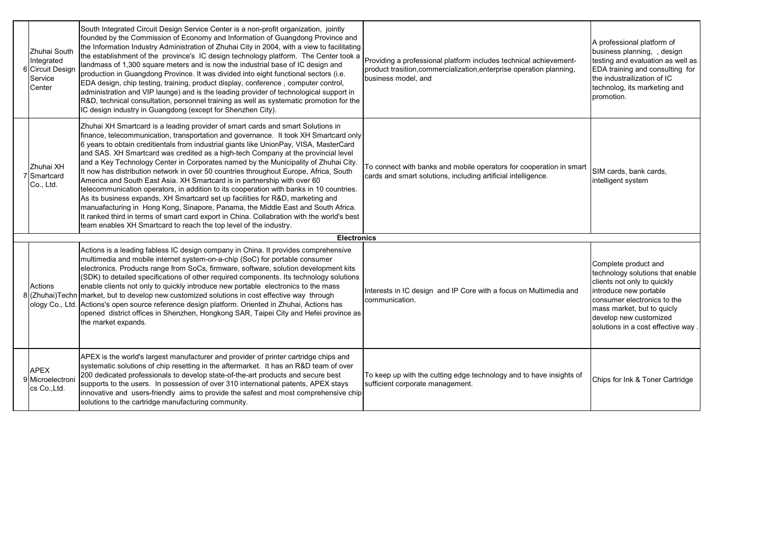| | | | | |
|---|---|---|---|---|
| 6 | Zhuhai South Integrated Circuit Design Service Center | South Integrated Circuit Design Service Center is a non-profit organization, jointly founded by the Commission of Economy and Information of Guangdong Province and the Information Industry Administration of Zhuhai City in 2004, with a view to facilitating the establishment of the province's IC design technology platform. The Center took a landmass of 1,300 square meters and is now the industrial base of IC design and production in Guangdong Province. It was divided into eight functional sectors (i.e. EDA design, chip testing, training, product display, conference , computer control, administration and VIP launge) and is the leading provider of technological support in R&D, technical consultation, personnel training as well as systematic promotion for the IC design industry in Guangdong (except for Shenzhen City). | Providing a professional platform includes technical achievement-product trasition,commercialization,enterprise operation planning, business model, and | A professional platform of business planning, , design testing and evaluation as well as EDA training and consulting for the industrailization of IC technolog, its marketing and promotion. |
| 7 | Zhuhai XH Smartcard Co., Ltd. | Zhuhai XH Smartcard is a leading provider of smart cards and smart Solutions in finance, telecommunication, transportation and governance. It took XH Smartcard only 6 years to obtain creditientals from industrial giants like UnionPay, VISA, MasterCard and SAS. XH Smartcard was credited as a high-tech Company at the provincial level and a Key Technology Center in Corporates named by the Municipality of Zhuhai City. It now has distribution network in over 50 countries throughout Europe, Africa, South America and South East Asia. XH Smartcard is in partnership with over 60 telecommunication operators, in addition to its cooperation with banks in 10 countries. As its business expands, XH Smartcard set up facilities for R&D, marketing and manuafacturing in Hong Kong, Sinapore, Panama, the Middle East and South Africa. It ranked third in terms of smart card export in China. Collabration with the world's best team enables XH Smartcard to reach the top level of the industry. | To connect with banks and mobile operators for cooperation in smart cards and smart solutions, including artificial intelligence. | SIM cards, bank cards, intelligent system |
| | | **Electronics** | | |
| 8 | Actions (Zhuhai)Technology Co., Ltd. | Actions is a leading fabless IC design company in China. It provides comprehensive multimedia and mobile internet system-on-a-chip (SoC) for portable consumer electronics. Products range from SoCs, firmware, software, solution development kits (SDK) to detailed specifications of other required components. Its technology solutions enable clients not only to quickly introduce new portable electronics to the mass market, but to develop new customized solutions in cost effective way through Actions's open source reference design platform. Oriented in Zhuhai, Actions has opened district offices in Shenzhen, Hongkong SAR, Taipei City and Hefei province as the market expands. | Interests in IC design and IP Core with a focus on Multimedia and communication. | Complete product and technology solutions that enable clients not only to quickly introduce new portable consumer electronics to the mass market, but to quicly develop new customized solutions in a cost effective way . |
| 9 | APEX Microelectronics Co.,Ltd. | APEX is the world's largest manufacturer and provider of printer cartridge chips and systematic solutions of chip resetting in the aftermarket. It has an R&D team of over 200 dedicated professionals to develop state-of-the-art products and secure best supports to the users. In possession of over 310 international patents, APEX stays innovative and users-friendly aims to provide the safest and most comprehensive chip solutions to the cartridge manufacturing community. | To keep up with the cutting edge technology and to have insights of sufficient corporate management. | Chips for Ink & Toner Cartridge |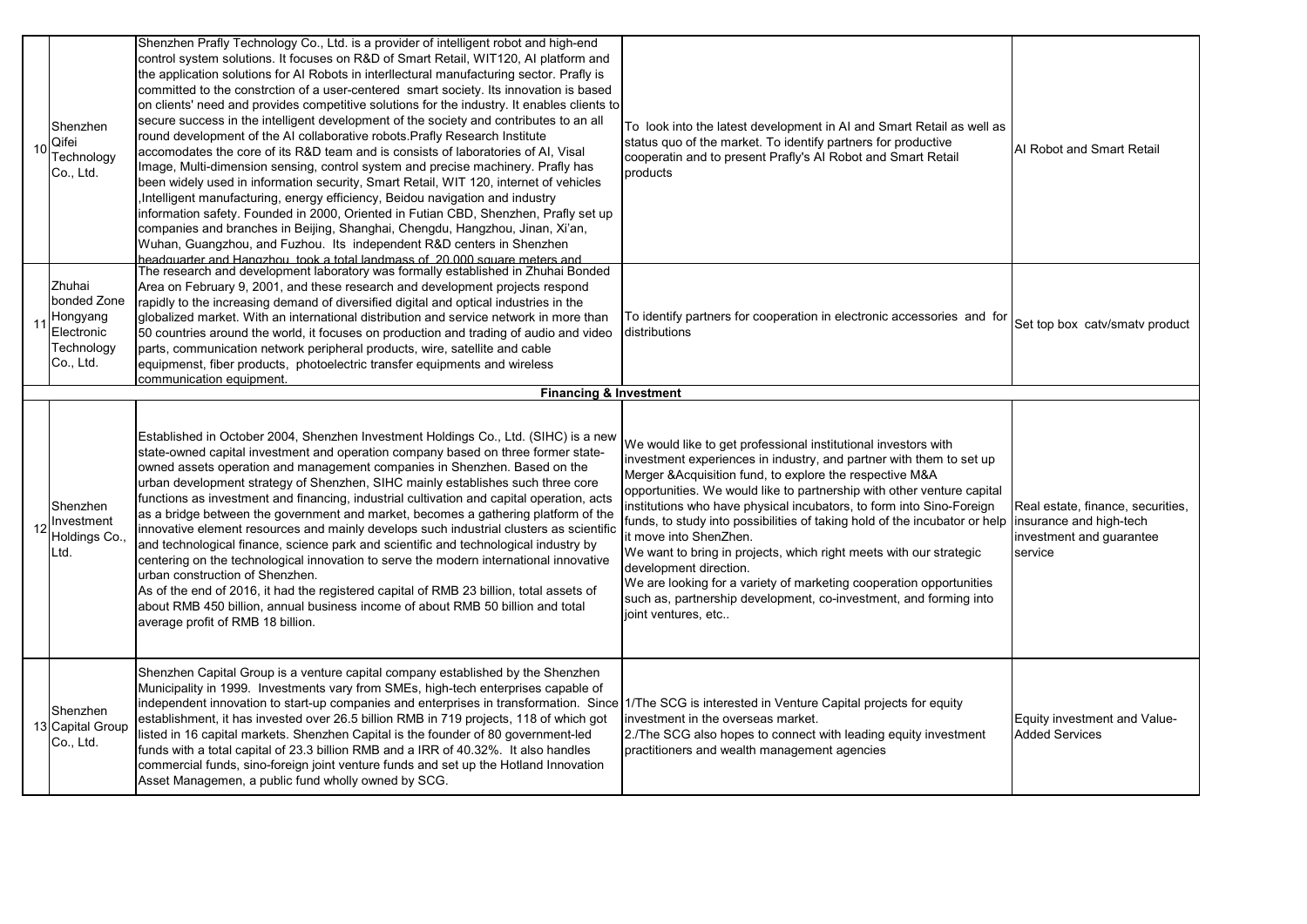| | | | | |
|---|---|---|---|---|
| 10 | Shenzhen Qifei Technology Co., Ltd. | Shenzhen Prafly Technology Co., Ltd. is a provider of intelligent robot and high-end control system solutions. It focuses on R&D of Smart Retail, WIT120, AI platform and the application solutions for AI Robots in interllectural manufacturing sector. Prafly is committed to the constrction of a user-centered smart society. Its innovation is based on clients' need and provides competitive solutions for the industry. It enables clients to secure success in the intelligent development of the society and contributes to an all round development of the AI collaborative robots.Prafly Research Institute accomodates the core of its R&D team and is consists of laboratories of AI, Visal Image, Multi-dimension sensing, control system and precise machinery. Prafly has been widely used in information security, Smart Retail, WIT 120, internet of vehicles ,Intelligent manufacturing, energy efficiency, Beidou navigation and industry information safety. Founded in 2000, Oriented in Futian CBD, Shenzhen, Prafly set up companies and branches in Beijing, Shanghai, Chengdu, Hangzhou, Jinan, Xi'an, Wuhan, Guangzhou, and Fuzhou. Its independent R&D centers in Shenzhen headquarter and Hangzhou took a total landmass of 20,000 square meters and | To look into the latest development in AI and Smart Retail as well as status quo of the market. To identify partners for productive cooperatin and to present Prafly's AI Robot and Smart Retail products | AI Robot and Smart Retail |
| 11 | Zhuhai bonded Zone Hongyang Electronic Technology Co., Ltd. | The research and development laboratory was formally established in Zhuhai Bonded Area on February 9, 2001, and these research and development projects respond rapidly to the increasing demand of diversified digital and optical industries in the globalized market. With an international distribution and service network in more than 50 countries around the world, it focuses on production and trading of audio and video parts, communication network peripheral products, wire, satellite and cable equipmenst, fiber products, photoelectric transfer equipments and wireless communication equipment. | To identify partners for cooperation in electronic accessories and for distributions | Set top box catv/smatv product |
| | | **Financing & Investment** | | |
| 12 | Shenzhen Investment Holdings Co., Ltd. | Established in October 2004, Shenzhen Investment Holdings Co., Ltd. (SIHC) is a new state-owned capital investment and operation company based on three former state-owned assets operation and management companies in Shenzhen. Based on the urban development strategy of Shenzhen, SIHC mainly establishes such three core functions as investment and financing, industrial cultivation and capital operation, acts as a bridge between the government and market, becomes a gathering platform of the innovative element resources and mainly develops such industrial clusters as scientific and technological finance, science park and scientific and technological industry by centering on the technological innovation to serve the modern international innovative urban construction of Shenzhen.<br>As of the end of 2016, it had the registered capital of RMB 23 billion, total assets of about RMB 450 billion, annual business income of about RMB 50 billion and total average profit of RMB 18 billion. | We would like to get professional institutional investors with investment experiences in industry, and partner with them to set up Merger &Acquisition fund, to explore the respective M&A opportunities. We would like to partnership with other venture capital institutions who have physical incubators, to form into Sino-Foreign funds, to study into possibilities of taking hold of the incubator or help it move into ShenZhen.<br>We want to bring in projects, which right meets with our strategic development direction.<br>We are looking for a variety of marketing cooperation opportunities such as, partnership development, co-investment, and forming into joint ventures, etc.. | Real estate, finance, securities, insurance and high-tech investment and guarantee service |
| 13 | Shenzhen Capital Group Co., Ltd. | Shenzhen Capital Group is a venture capital company established by the Shenzhen Municipality in 1999. Investments vary from SMEs, high-tech enterprises capable of independent innovation to start-up companies and enterprises in transformation. Since establishment, it has invested over 26.5 billion RMB in 719 projects, 118 of which got listed in 16 capital markets. Shenzhen Capital is the founder of 80 government-led funds with a total capital of 23.3 billion RMB and a IRR of 40.32%. It also handles commercial funds, sino-foreign joint venture funds and set up the Hotland Innovation Asset Managemen, a public fund wholly owned by SCG. | 1/The SCG is interested in Venture Capital projects for equity investment in the overseas market.<br>2./The SCG also hopes to connect with leading equity investment practitioners and wealth management agencies | Equity investment and Value-Added Services |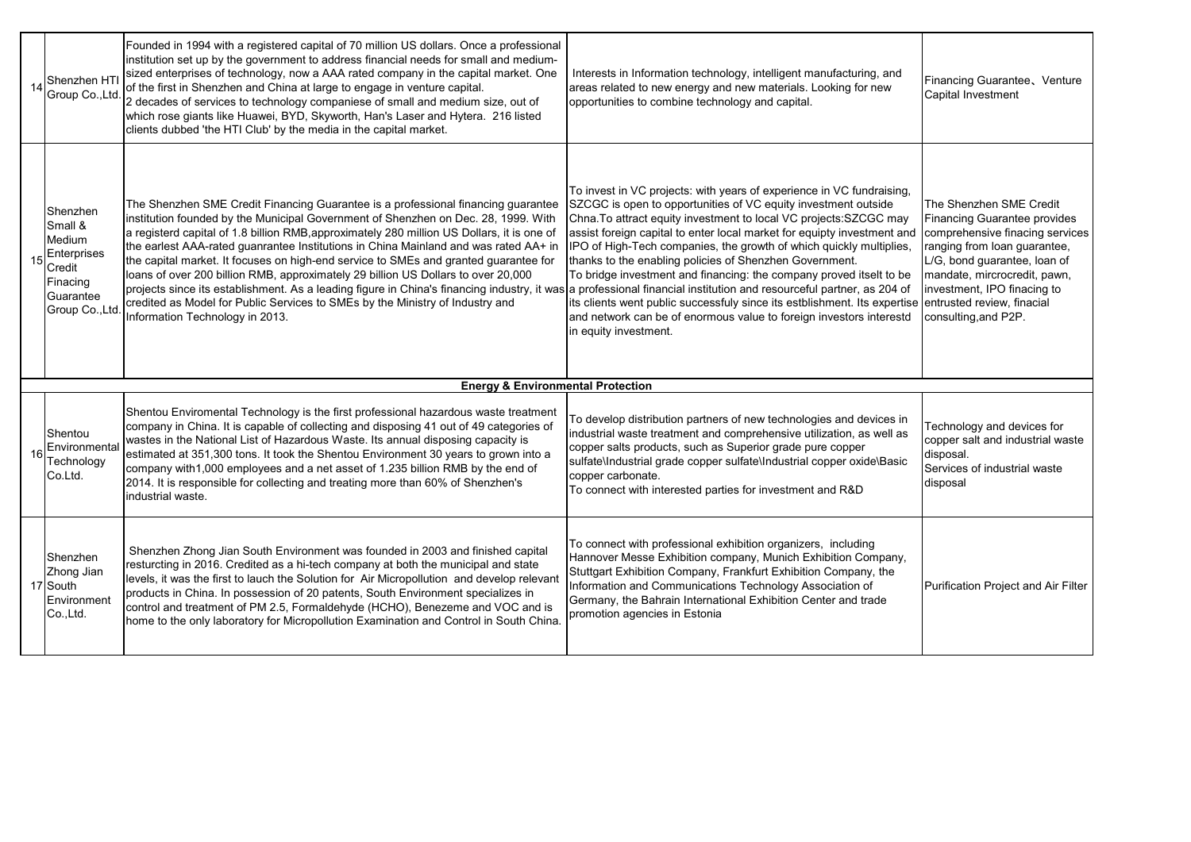| | | | | |
|---|---|---|---|---|
| 14 | Shenzhen HTI Group Co.,Ltd. | Founded in 1994 with a registered capital of 70 million US dollars. Once a professional institution set up by the government to address financial needs for small and medium-sized enterprises of technology, now a AAA rated company in the capital market. One of the first in Shenzhen and China at large to engage in venture capital. 2 decades of services to technology companiese of small and medium size, out of which rose giants like Huawei, BYD, Skyworth, Han's Laser and Hytera. 216 listed clients dubbed 'the HTI Club' by the media in the capital market. | Interests in Information technology, intelligent manufacturing, and areas related to new energy and new materials. Looking for new opportunities to combine technology and capital. | Financing Guarantee、Venture Capital Investment |
| 15 | Shenzhen Small & Medium Enterprises Credit Financing Guarantee Group Co.,Ltd. | The Shenzhen SME Credit Financing Guarantee is a professional financing guarantee institution founded by the Municipal Government of Shenzhen on Dec. 28, 1999. With a registerd capital of 1.8 billion RMB,approximately 280 million US Dollars, it is one of the earliest AAA-rated guanrantee Institutions in China Mainland and was rated AA+ in the capital market. It focuses on high-end service to SMEs and granted guarantee for loans of over 200 billion RMB, approximately 29 billion US Dollars to over 20,000 projects since its establishment. As a leading figure in China's financing industry, it was credited as Model for Public Services to SMEs by the Ministry of Industry and Information Technology in 2013. | To invest in VC projects: with years of experience in VC fundraising, SZCGC is open to opportunities of VC equity investment outside Chna.To attract equity investment to local VC projects:SZCGC may assist foreign capital to enter local market for equipty investment and IPO of High-Tech companies, the growth of which quickly multiplies, thanks to the enabling policies of Shenzhen Government. To bridge investment and financing: the company proved itselt to be a professional financial institution and resourceful partner, as 204 of its clients went public successfuly since its estblishment. Its expertise and network can be of enormous value to foreign investors interestd in equity investment. | The Shenzhen SME Credit Financing Guarantee provides comprehensive finacing services ranging from loan guarantee, L/G, bond guarantee, loan of mandate, mircrocredit, pawn, investment, IPO finacing to entrusted review, finacial consulting,and P2P. |
| | | **Energy & Environmental Protection** | | |
| 16 | Shentou Environmental Technology Co.Ltd. | Shentou Enviromental Technology is the first professional hazardous waste treatment company in China. It is capable of collecting and disposing 41 out of 49 categories of wastes in the National List of Hazardous Waste. Its annual disposing capacity is estimated at 351,300 tons. It took the Shentou Environment 30 years to grown into a company with1,000 employees and a net asset of 1.235 billion RMB by the end of 2014. It is responsible for collecting and treating more than 60% of Shenzhen's industrial waste. | To develop distribution partners of new technologies and devices in industrial waste treatment and comprehensive utilization, as well as copper salts products, such as Superior grade pure copper sulfate\Industrial grade copper sulfate\Industrial copper oxide\Basic copper carbonate. To connect with interested parties for investment and R&D | Technology and devices for copper salt and industrial waste disposal. Services of industrial waste disposal |
| 17 | Shenzhen Zhong Jian South Environment Co.,Ltd. | Shenzhen Zhong Jian South Environment was founded in 2003 and finished capital resturcting in 2016. Credited as a hi-tech company at both the municipal and state levels, it was the first to lauch the Solution for Air Micropollution and develop relevant products in China. In possession of 20 patents, South Environment specializes in control and treatment of PM 2.5, Formaldehyde (HCHO), Benezeme and VOC and is home to the only laboratory for Micropollution Examination and Control in South China. | To connect with professional exhibition organizers, including Hannover Messe Exhibition company, Munich Exhibition Company, Stuttgart Exhibition Company, Frankfurt Exhibition Company, the Information and Communications Technology Association of Germany, the Bahrain International Exhibition Center and trade promotion agencies in Estonia | Purification Project and Air Filter |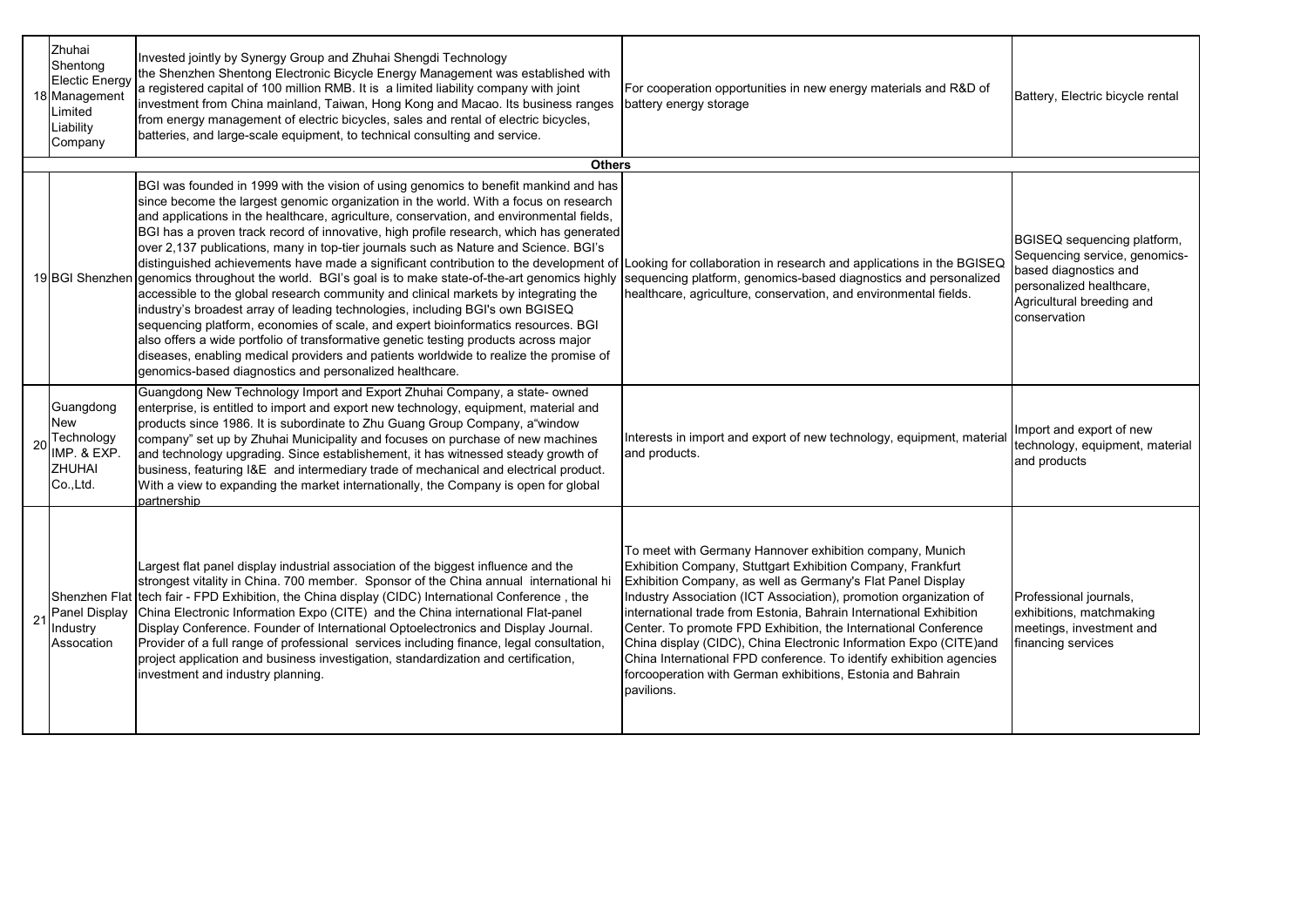| | | | | |
|---|---|---|---|---|
| 18 | Zhuhai Shentong Electic Energy Management Limited Liability Company | Invested jointly by Synergy Group and Zhuhai Shengdi Technology the Shenzhen Shentong Electronic Bicycle Energy Management was established with a registered capital of 100 million RMB. It is a limited liability company with joint investment from China mainland, Taiwan, Hong Kong and Macao. Its business ranges from energy management of electric bicycles, sales and rental of electric bicycles, batteries, and large-scale equipment, to technical consulting and service. | For cooperation opportunities in new energy materials and R&D of battery energy storage | Battery, Electric bicycle rental |
| | | **Others** | | |
| 19 | BGI Shenzhen | BGI was founded in 1999 with the vision of using genomics to benefit mankind and has since become the largest genomic organization in the world. With a focus on research and applications in the healthcare, agriculture, conservation, and environmental fields, BGI has a proven track record of innovative, high profile research, which has generated over 2,137 publications, many in top-tier journals such as Nature and Science. BGI's distinguished achievements have made a significant contribution to the development of genomics throughout the world. BGI's goal is to make state-of-the-art genomics highly accessible to the global research community and clinical markets by integrating the industry's broadest array of leading technologies, including BGI's own BGISEQ sequencing platform, economies of scale, and expert bioinformatics resources. BGI also offers a wide portfolio of transformative genetic testing products across major diseases, enabling medical providers and patients worldwide to realize the promise of genomics-based diagnostics and personalized healthcare. | Looking for collaboration in research and applications in the BGISEQ sequencing platform, genomics-based diagnostics and personalized healthcare, agriculture, conservation, and environmental fields. | BGISEQ sequencing platform, Sequencing service, genomics-based diagnostics and personalized healthcare, Agricultural breeding and conservation |
| 20 | Guangdong New Technology IMP. & EXP. ZHUHAI Co.,Ltd. | Guangdong New Technology Import and Export Zhuhai Company, a state- owned enterprise, is entitled to import and export new technology, equipment, material and products since 1986. It is subordinate to Zhu Guang Group Company, a"window company" set up by Zhuhai Municipality and focuses on purchase of new machines and technology upgrading. Since establishement, it has witnessed steady growth of business, featuring I&E and intermediary trade of mechanical and electrical product. With a view to expanding the market internationally, the Company is open for global partnership | Interests in import and export of new technology, equipment, material and products. | Import and export of new technology, equipment, material and products |
| 21 | Shenzhen Flat Panel Display Industry Assocation | Largest flat panel display industrial association of the biggest influence and the strongest vitality in China. 700 member. Sponsor of the China annual international hi tech fair - FPD Exhibition, the China display (CIDC) International Conference , the China Electronic Information Expo (CITE) and the China international Flat-panel Display Conference. Founder of International Optoelectronics and Display Journal. Provider of a full range of professional services including finance, legal consultation, project application and business investigation, standardization and certification, investment and industry planning. | To meet with Germany Hannover exhibition company, Munich Exhibition Company, Stuttgart Exhibition Company, Frankfurt Exhibition Company, as well as Germany's Flat Panel Display Industry Association (ICT Association), promotion organization of international trade from Estonia, Bahrain International Exhibition Center. To promote FPD Exhibition, the International Conference China display (CIDC), China Electronic Information Expo (CITE)and China International FPD conference. To identify exhibition agencies forcooperation with German exhibitions, Estonia and Bahrain pavilions. | Professional journals, exhibitions, matchmaking meetings, investment and financing services |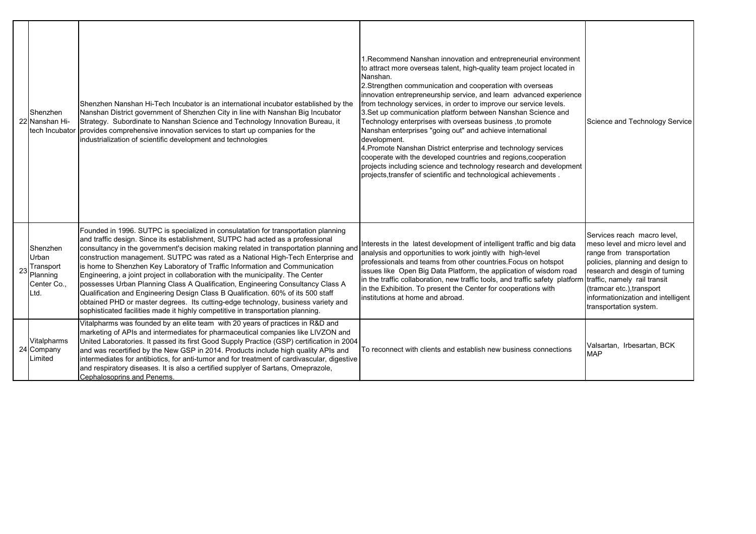| | | | | |
|---|---|---|---|---|
| 22 | Shenzhen Nanshan Hi-tech Incubator | Shenzhen Nanshan Hi-Tech Incubator is an international incubator established by the Nanshan District government of Shenzhen City in line with Nanshan Big Incubator Strategy. Subordinate to Nanshan Science and Technology Innovation Bureau, it provides comprehensive innovation services to start up companies for the industrialization of scientific development and technologies | 1.Recommend Nanshan innovation and entrepreneurial environment to attract more overseas talent, high-quality team project located in Nanshan.<br>2.Strengthen communication and cooperation with overseas innovation entrepreneurship service, and learn advanced experience from technology services, in order to improve our service levels.<br>3.Set up communication platform between Nanshan Science and Technology enterprises with overseas business ,to promote Nanshan enterprises "going out" and achieve international development.<br>4.Promote Nanshan District enterprise and technology services cooperate with the developed countries and regions,cooperation projects including science and technology research and development projects,transfer of scientific and technological achievements . | Science and Technology Service |
| 23 | Shenzhen Urban Transport Planning Center Co., Ltd. | Founded in 1996. SUTPC is specialized in consulatation for transportation planning and traffic design. Since its establishment, SUTPC had acted as a professional consultancy in the government's decision making related in transportation planning and construction management. SUTPC was rated as a National High-Tech Enterprise and is home to Shenzhen Key Laboratory of Traffic Information and Communication Engineering, a joint project in collaboration with the municipality. The Center possesses Urban Planning Class A Qualification, Engineering Consultancy Class A Qualification and Engineering Design Class B Qualification. 60% of its 500 staff obtained PHD or master degrees. Its cutting-edge technology, business variety and sophisticated facilities made it highly competitive in transportation planning. | Interests in the latest development of intelligent traffic and big data analysis and opportunities to work jointly with high-level professionals and teams from other countries.Focus on hotspot issues like Open Big Data Platform, the application of wisdom road in the traffic collaboration, new traffic tools, and traffic safety platform in the Exhibition. To present the Center for cooperations with institutions at home and abroad. | Services reach macro level, meso level and micro level and range from transportation policies, planning and design to research and desgin of turning traffic, namely rail transit (tramcar etc.),transport informationization and intelligent transportation system. |
| 24 | Vitalpharms Company Limited | Vitalpharms was founded by an elite team with 20 years of practices in R&D and marketing of APIs and intermediates for pharmaceutical companies like LIVZON and United Laboratories. It passed its first Good Supply Practice (GSP) certification in 2004 and was recertified by the New GSP in 2014. Products include high quality APIs and intermediates for antibiotics, for anti-tumor and for treatment of cardivascular, digestive and respiratory diseases. It is also a certified supplyer of Sartans, Omeprazole, Cephalosoprins and Penems. | To reconnect with clients and establish new business connections | Valsartan, Irbesartan, BCK MAP |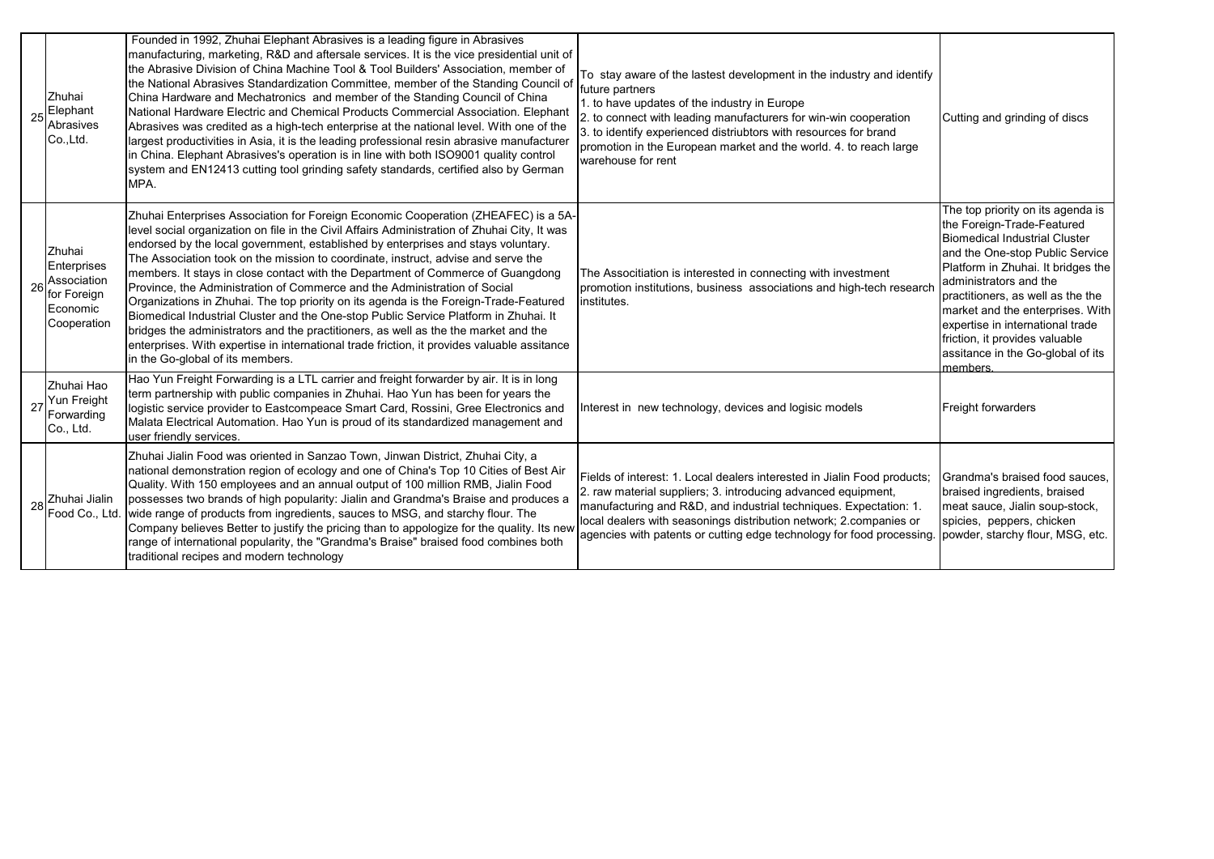| | | | | |
|---|---|---|---|---|
| 25 | Zhuhai Elephant Abrasives Co.,Ltd. | Founded in 1992, Zhuhai Elephant Abrasives is a leading figure in Abrasives manufacturing, marketing, R&D and aftersale services. It is the vice presidential unit of the Abrasive Division of China Machine Tool & Tool Builders' Association, member of the National Abrasives Standardization Committee, member of the Standing Council of China Hardware and Mechatronics and member of the Standing Council of China National Hardware Electric and Chemical Products Commercial Association. Elephant Abrasives was credited as a high-tech enterprise at the national level. With one of the largest productivities in Asia, it is the leading professional resin abrasive manufacturer in China. Elephant Abrasives's operation is in line with both ISO9001 quality control system and EN12413 cutting tool grinding safety standards, certified also by German MPA. | To stay aware of the lastest development in the industry and identify future partners<br>1. to have updates of the industry in Europe<br>2. to connect with leading manufacturers for win-win cooperation<br>3. to identify experienced distriubtors with resources for brand promotion in the European market and the world. 4. to reach large warehouse for rent | Cutting and grinding of discs |
| 26 | Zhuhai Enterprises Association for Foreign Economic Cooperation | Zhuhai Enterprises Association for Foreign Economic Cooperation (ZHEAFEC) is a 5A-level social organization on file in the Civil Affairs Administration of Zhuhai City, It was endorsed by the local government, established by enterprises and stays voluntary. The Association took on the mission to coordinate, instruct, advise and serve the members. It stays in close contact with the Department of Commerce of Guangdong Province, the Administration of Commerce and the Administration of Social Organizations in Zhuhai. The top priority on its agenda is the Foreign-Trade-Featured Biomedical Industrial Cluster and the One-stop Public Service Platform in Zhuhai. It bridges the administrators and the practitioners, as well as the market and the enterprises. With expertise in international trade friction, it provides valuable assitance in the Go-global of its members. | The Associtiation is interested in connecting with investment promotion institutions, business associations and high-tech research institutes. | The top priority on its agenda is the Foreign-Trade-Featured Biomedical Industrial Cluster and the One-stop Public Service Platform in Zhuhai. It bridges the administrators and the practitioners, as well as the the market and the enterprises. With expertise in international trade friction, it provides valuable assitance in the Go-global of its members. |
| 27 | Zhuhai Hao Yun Freight Forwarding Co., Ltd. | Hao Yun Freight Forwarding is a LTL carrier and freight forwarder by air. It is in long term partnership with public companies in Zhuhai. Hao Yun has been for years the logistic service provider to Eastcompeace Smart Card, Rossini, Gree Electronics and Malata Electrical Automation. Hao Yun is proud of its standardized management and user friendly services. | Interest in new technology, devices and logisic models | Freight forwarders |
| 28 | Zhuhai Jialin Food Co., Ltd. | Zhuhai Jialin Food was oriented in Sanzao Town, Jinwan District, Zhuhai City, a national demonstration region of ecology and one of China's Top 10 Cities of Best Air Quality. With 150 employees and an annual output of 100 million RMB, Jialin Food possesses two brands of high popularity: Jialin and Grandma's Braise and produces a wide range of products from ingredients, sauces to MSG, and starchy flour. The Company believes Better to justify the pricing than to appologize for the quality. Its new range of international popularity, the "Grandma's Braise" braised food combines both traditional recipes and modern technology | Fields of interest: 1. Local dealers interested in Jialin Food products; 2. raw material suppliers; 3. introducing advanced equipment, manufacturing and R&D, and industrial techniques. Expectation: 1. local dealers with seasonings distribution network; 2.companies or agencies with patents or cutting edge technology for food processing. | Grandma's braised food sauces, braised ingredients, braised meat sauce, Jialin soup-stock, spicies, peppers, chicken powder, starchy flour, MSG, etc. |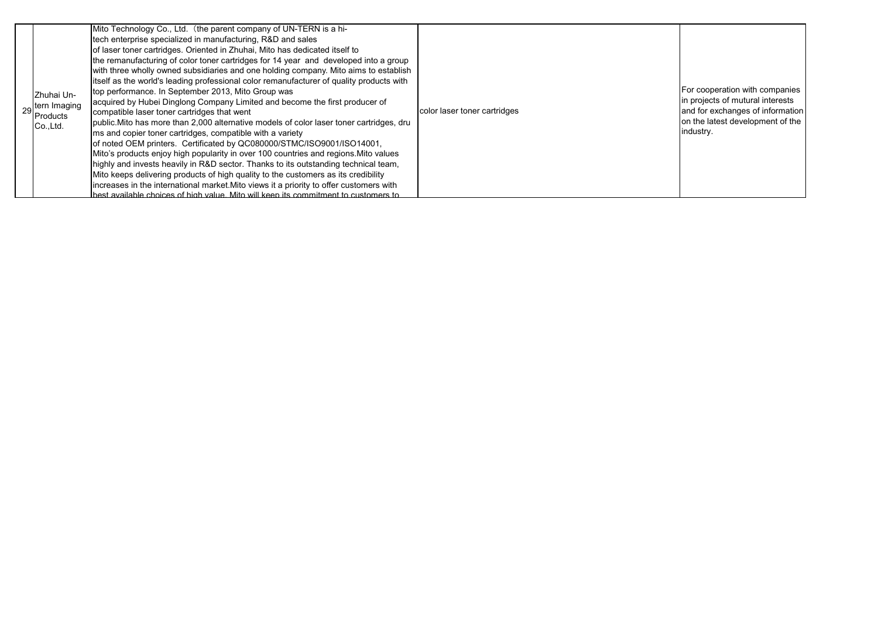| | | | | |
|---|---|---|---|---|
| 29 | Zhuhai Un-tern Imaging Products Co.,Ltd. | Mito Technology Co., Ltd.（the parent company of UN-TERN is a hi-tech enterprise specialized in manufacturing, R&D and sales of laser toner cartridges. Oriented in Zhuhai, Mito has dedicated itself to the remanufacturing of color toner cartridges for 14 year and developed into a group with three wholly owned subsidiaries and one holding company. Mito aims to establish itself as the world's leading professional color remanufacturer of quality products with top performance. In September 2013, Mito Group was acquired by Hubei Dinglong Company Limited and become the first producer of compatible laser toner cartridges that went public.Mito has more than 2,000 alternative models of color laser toner cartridges, drums and copier toner cartridges, compatible with a variety of noted OEM printers. Certificated by QC080000/STMC/ISO9001/ISO14001, Mito's products enjoy high popularity in over 100 countries and regions.Mito values highly and invests heavily in R&D sector. Thanks to its outstanding technical team, Mito keeps delivering products of high quality to the customers as its credibility increases in the international market.Mito views it a priority to offer customers with best available choices of high value. Mito will keep its commitment to customers to | color laser toner cartridges | For cooperation with companies in projects of mutural interests and for exchanges of information on the latest development of the industry. |